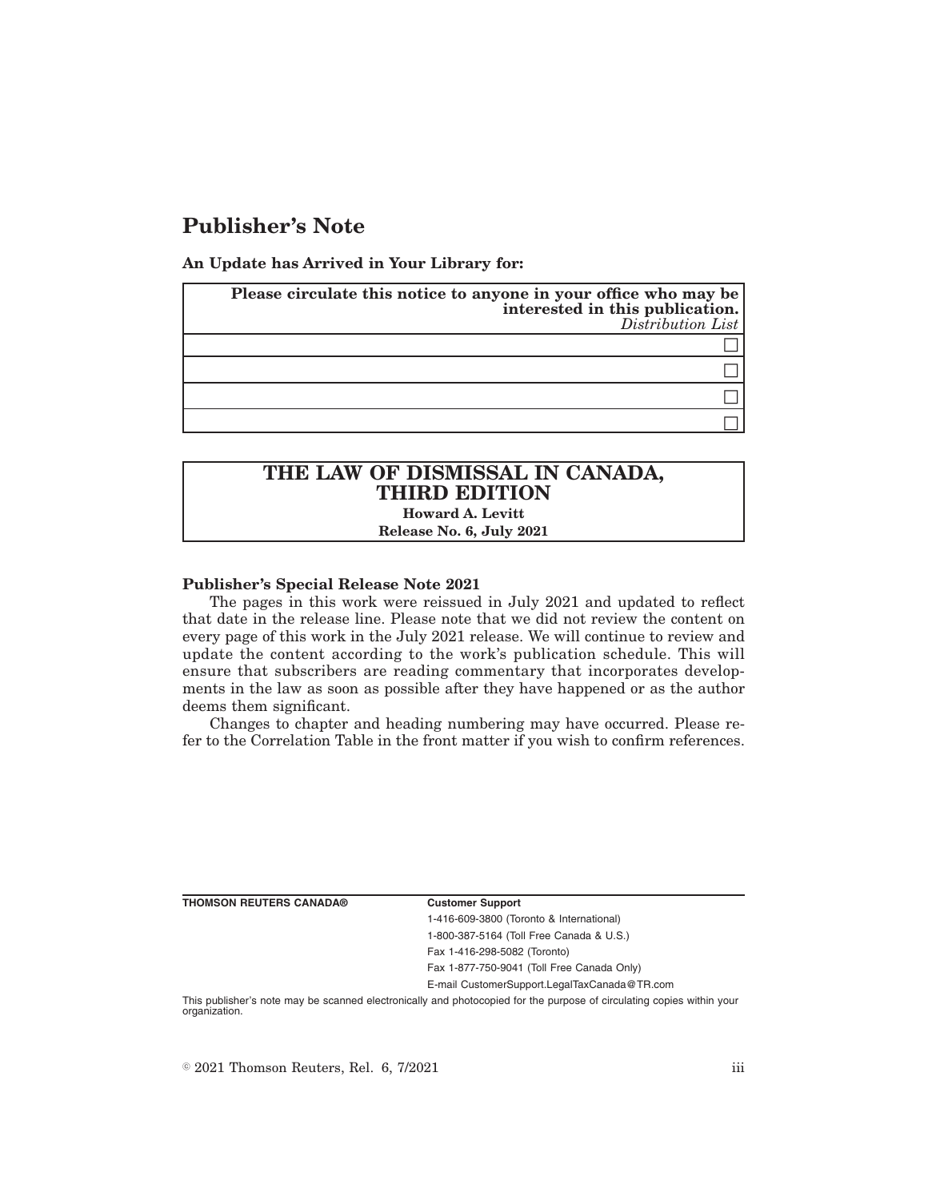# Publisher's Note

**An Update has Arrived in Your Library for:**

| **Please circulate this notice to anyone in your office who may be interested in this publication.** *Distribution List* |
|---|
| ☐ |
| ☐ |
| ☐ |
| ☐ |

| **THE LAW OF DISMISSAL IN CANADA, THIRD EDITION** |
|---|
| **Howard A. Levitt** |
| **Release No. 6, July 2021** |

**Publisher's Special Release Note 2021**

The pages in this work were reissued in July 2021 and updated to reflect that date in the release line. Please note that we did not review the content on every page of this work in the July 2021 release. We will continue to review and update the content according to the work's publication schedule. This will ensure that subscribers are reading commentary that incorporates developments in the law as soon as possible after they have happened or as the author deems them significant.

Changes to chapter and heading numbering may have occurred. Please refer to the Correlation Table in the front matter if you wish to confirm references.

**THOMSON REUTERS CANADA®**

**Customer Support**

1-416-609-3800 (Toronto & International)

1-800-387-5164 (Toll Free Canada & U.S.)

Fax 1-416-298-5082 (Toronto)

Fax 1-877-750-9041 (Toll Free Canada Only)

E-mail CustomerSupport.LegalTaxCanada@TR.com

This publisher's note may be scanned electronically and photocopied for the purpose of circulating copies within your organization.

© 2021 Thomson Reuters, Rel. 6, 7/2021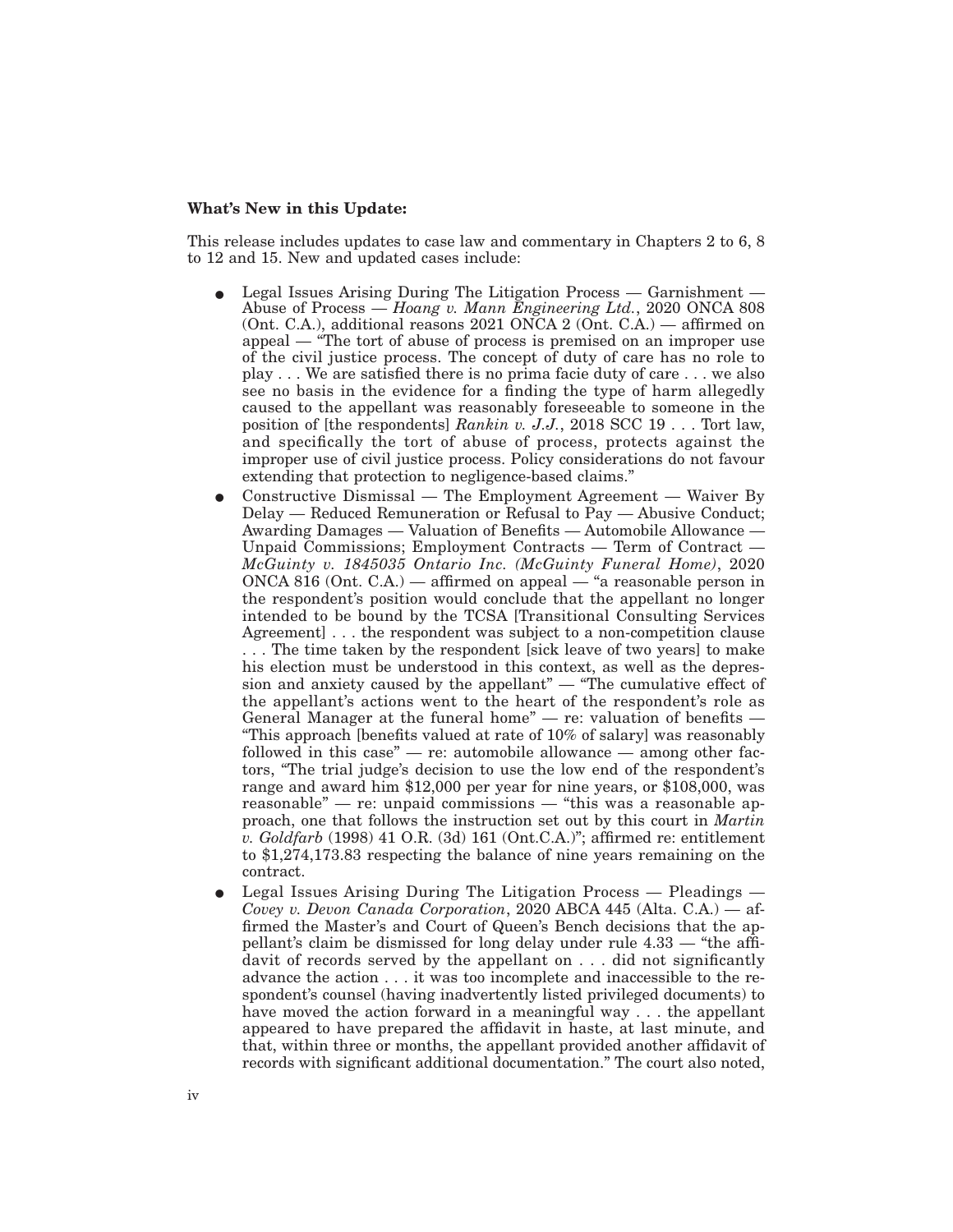**What's New in this Update:**

This release includes updates to case law and commentary in Chapters 2 to 6, 8 to 12 and 15. New and updated cases include:

- Legal Issues Arising During The Litigation Process — Garnishment — Abuse of Process — *Hoang v. Mann Engineering Ltd.*, 2020 ONCA 808 (Ont. C.A.), additional reasons 2021 ONCA 2 (Ont. C.A.) — affirmed on appeal — "The tort of abuse of process is premised on an improper use of the civil justice process. The concept of duty of care has no role to play . . . We are satisfied there is no prima facie duty of care . . . we also see no basis in the evidence for a finding the type of harm allegedly caused to the appellant was reasonably foreseeable to someone in the position of [the respondents] *Rankin v. J.J.*, 2018 SCC 19 . . . Tort law, and specifically the tort of abuse of process, protects against the improper use of civil justice process. Policy considerations do not favour extending that protection to negligence-based claims."
- Constructive Dismissal — The Employment Agreement — Waiver By Delay — Reduced Remuneration or Refusal to Pay — Abusive Conduct; Awarding Damages — Valuation of Benefits — Automobile Allowance — Unpaid Commissions; Employment Contracts — Term of Contract — *McGuinty v. 1845035 Ontario Inc. (McGuinty Funeral Home)*, 2020 ONCA 816 (Ont. C.A.) — affirmed on appeal — "a reasonable person in the respondent's position would conclude that the appellant no longer intended to be bound by the TCSA [Transitional Consulting Services Agreement] . . . the respondent was subject to a non-competition clause . . . The time taken by the respondent [sick leave of two years] to make his election must be understood in this context, as well as the depression and anxiety caused by the appellant" — "The cumulative effect of the appellant's actions went to the heart of the respondent's role as General Manager at the funeral home" — re: valuation of benefits — "This approach [benefits valued at rate of 10% of salary] was reasonably followed in this case" — re: automobile allowance — among other factors, "The trial judge's decision to use the low end of the respondent's range and award him $12,000 per year for nine years, or $108,000, was reasonable" — re: unpaid commissions — "this was a reasonable approach, one that follows the instruction set out by this court in *Martin v. Goldfarb* (1998) 41 O.R. (3d) 161 (Ont.C.A.)"; affirmed re: entitlement to $1,274,173.83 respecting the balance of nine years remaining on the contract.
- Legal Issues Arising During The Litigation Process — Pleadings — *Covey v. Devon Canada Corporation*, 2020 ABCA 445 (Alta. C.A.) — affirmed the Master's and Court of Queen's Bench decisions that the appellant's claim be dismissed for long delay under rule 4.33 — "the affidavit of records served by the appellant on . . . did not significantly advance the action . . . it was too incomplete and inaccessible to the respondent's counsel (having inadvertently listed privileged documents) to have moved the action forward in a meaningful way . . . the appellant appeared to have prepared the affidavit in haste, at last minute, and that, within three or months, the appellant provided another affidavit of records with significant additional documentation." The court also noted,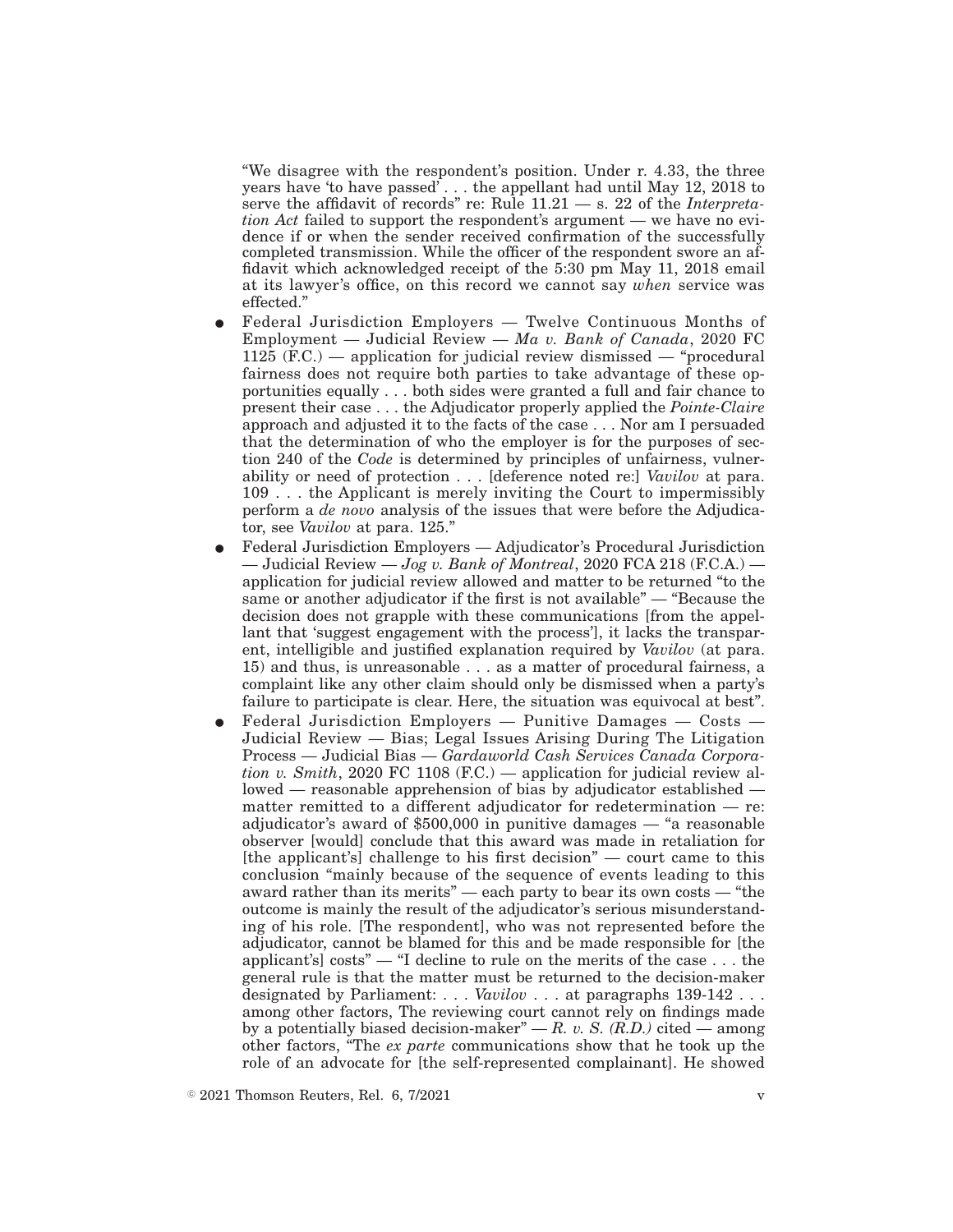"We disagree with the respondent's position. Under r. 4.33, the three years have 'to have passed' . . . the appellant had until May 12, 2018 to serve the affidavit of records" re: Rule 11.21 — s. 22 of the *Interpretation Act* failed to support the respondent's argument — we have no evidence if or when the sender received confirmation of the successfully completed transmission. While the officer of the respondent swore an affidavit which acknowledged receipt of the 5:30 pm May 11, 2018 email at its lawyer's office, on this record we cannot say *when* service was effected."

- Federal Jurisdiction Employers — Twelve Continuous Months of Employment — Judicial Review — *Ma v. Bank of Canada*, 2020 FC 1125 (F.C.) — application for judicial review dismissed — "procedural fairness does not require both parties to take advantage of these opportunities equally . . . both sides were granted a full and fair chance to present their case . . . the Adjudicator properly applied the *Pointe-Claire* approach and adjusted it to the facts of the case . . . Nor am I persuaded that the determination of who the employer is for the purposes of section 240 of the *Code* is determined by principles of unfairness, vulnerability or need of protection . . . [deference noted re:] *Vavilov* at para. 109 . . . the Applicant is merely inviting the Court to impermissibly perform a *de novo* analysis of the issues that were before the Adjudicator, see *Vavilov* at para. 125."
- Federal Jurisdiction Employers — Adjudicator's Procedural Jurisdiction — Judicial Review — *Jog v. Bank of Montreal*, 2020 FCA 218 (F.C.A.) — application for judicial review allowed and matter to be returned "to the same or another adjudicator if the first is not available" — "Because the decision does not grapple with these communications [from the appellant that 'suggest engagement with the process'], it lacks the transparent, intelligible and justified explanation required by *Vavilov* (at para. 15) and thus, is unreasonable . . . as a matter of procedural fairness, a complaint like any other claim should only be dismissed when a party's failure to participate is clear. Here, the situation was equivocal at best".
- Federal Jurisdiction Employers — Punitive Damages — Costs — Judicial Review — Bias; Legal Issues Arising During The Litigation Process — Judicial Bias — *Gardaworld Cash Services Canada Corporation v. Smith*, 2020 FC 1108 (F.C.) — application for judicial review allowed — reasonable apprehension of bias by adjudicator established — matter remitted to a different adjudicator for redetermination — re: adjudicator's award of $500,000 in punitive damages — "a reasonable observer [would] conclude that this award was made in retaliation for [the applicant's] challenge to his first decision" — court came to this conclusion "mainly because of the sequence of events leading to this award rather than its merits" — each party to bear its own costs — "the outcome is mainly the result of the adjudicator's serious misunderstanding of his role. [The respondent], who was not represented before the adjudicator, cannot be blamed for this and be made responsible for [the applicant's] costs" — "I decline to rule on the merits of the case . . . the general rule is that the matter must be returned to the decision-maker designated by Parliament: . . . *Vavilov* . . . at paragraphs 139-142 . . . among other factors, The reviewing court cannot rely on findings made by a potentially biased decision-maker" — *R. v. S. (R.D.)* cited — among other factors, "The *ex parte* communications show that he took up the role of an advocate for [the self-represented complainant]. He showed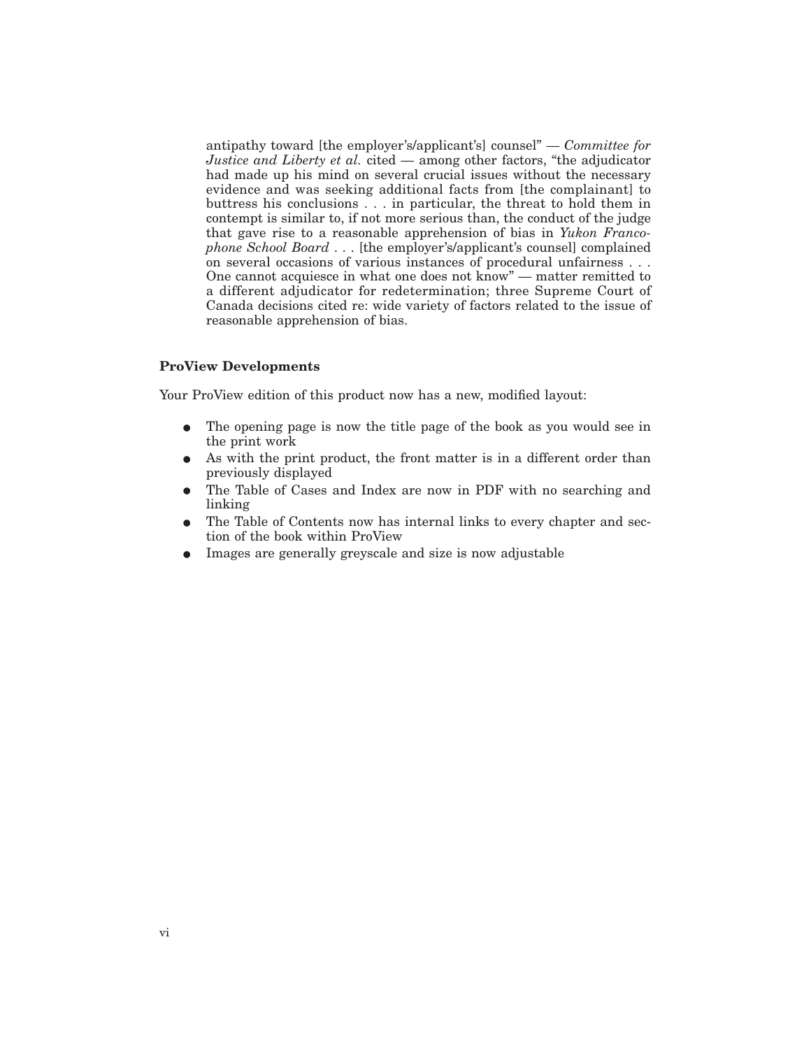antipathy toward [the employer's/applicant's] counsel" — *Committee for Justice and Liberty et al.* cited — among other factors, "the adjudicator had made up his mind on several crucial issues without the necessary evidence and was seeking additional facts from [the complainant] to buttress his conclusions . . . in particular, the threat to hold them in contempt is similar to, if not more serious than, the conduct of the judge that gave rise to a reasonable apprehension of bias in *Yukon Francophone School Board* . . . [the employer's/applicant's counsel] complained on several occasions of various instances of procedural unfairness . . . One cannot acquiesce in what one does not know" — matter remitted to a different adjudicator for redetermination; three Supreme Court of Canada decisions cited re: wide variety of factors related to the issue of reasonable apprehension of bias.

**ProView Developments**

Your ProView edition of this product now has a new, modified layout:

- The opening page is now the title page of the book as you would see in the print work
- As with the print product, the front matter is in a different order than previously displayed
- The Table of Cases and Index are now in PDF with no searching and linking
- The Table of Contents now has internal links to every chapter and section of the book within ProView
- Images are generally greyscale and size is now adjustable